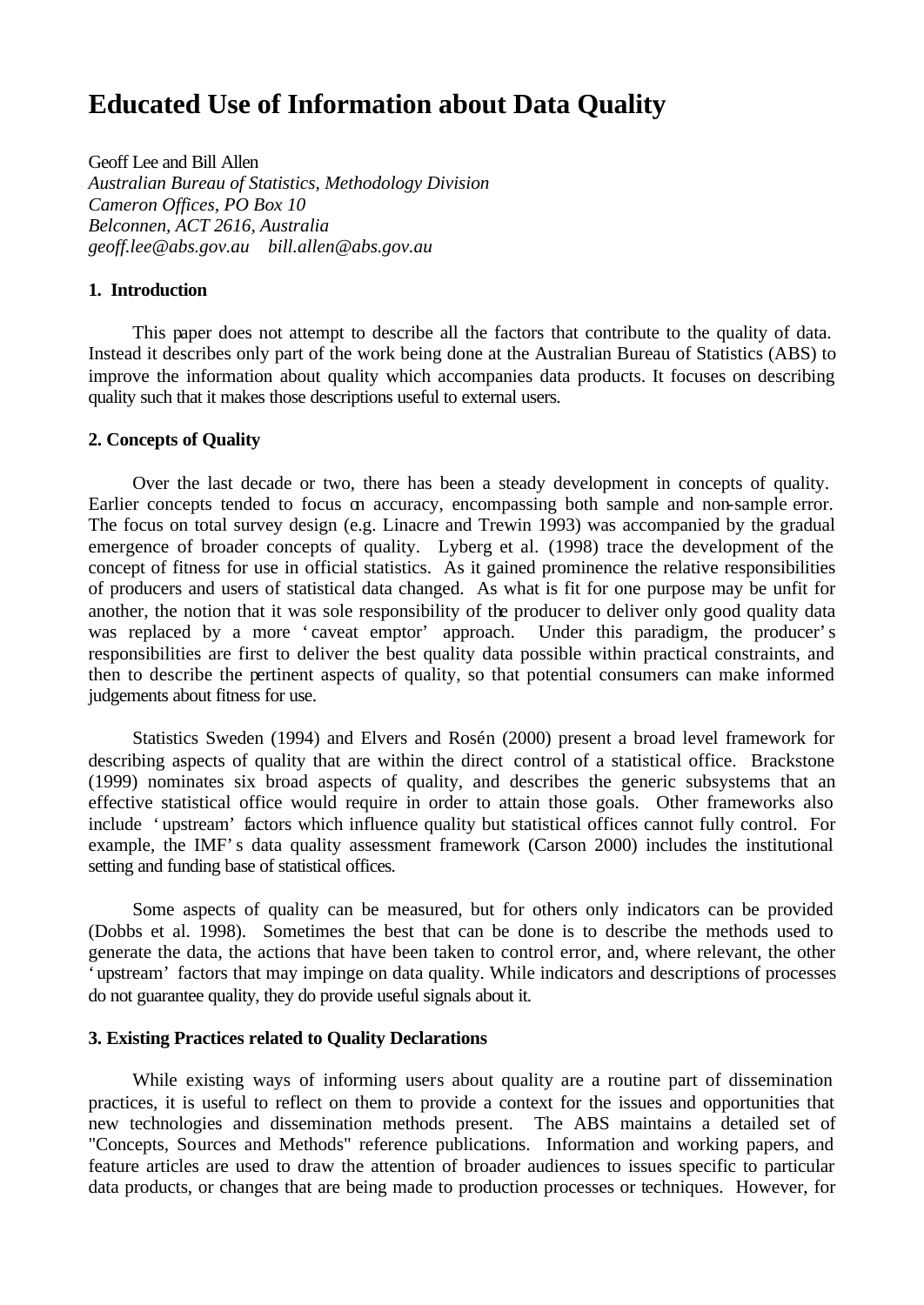# Educated Use of Information about Data Quality

Geoff Lee and Bill Allen
*Australian Bureau of Statistics, Methodology Division*
*Cameron Offices, PO Box 10*
*Belconnen, ACT 2616, Australia*
*geoff.lee@abs.gov.au bill.allen@abs.gov.au*

### 1. Introduction

This paper does not attempt to describe all the factors that contribute to the quality of data. Instead it describes only part of the work being done at the Australian Bureau of Statistics (ABS) to improve the information about quality which accompanies data products. It focuses on describing quality such that it makes those descriptions useful to external users.

### 2. Concepts of Quality

Over the last decade or two, there has been a steady development in concepts of quality. Earlier concepts tended to focus on accuracy, encompassing both sample and non-sample error. The focus on total survey design (e.g. Linacre and Trewin 1993) was accompanied by the gradual emergence of broader concepts of quality. Lyberg et al. (1998) trace the development of the concept of fitness for use in official statistics. As it gained prominence the relative responsibilities of producers and users of statistical data changed. As what is fit for one purpose may be unfit for another, the notion that it was sole responsibility of the producer to deliver only good quality data was replaced by a more 'caveat emptor' approach. Under this paradigm, the producer's responsibilities are first to deliver the best quality data possible within practical constraints, and then to describe the pertinent aspects of quality, so that potential consumers can make informed judgements about fitness for use.

Statistics Sweden (1994) and Elvers and Rosén (2000) present a broad level framework for describing aspects of quality that are within the direct control of a statistical office. Brackstone (1999) nominates six broad aspects of quality, and describes the generic subsystems that an effective statistical office would require in order to attain those goals. Other frameworks also include 'upstream' factors which influence quality but statistical offices cannot fully control. For example, the IMF's data quality assessment framework (Carson 2000) includes the institutional setting and funding base of statistical offices.

Some aspects of quality can be measured, but for others only indicators can be provided (Dobbs et al. 1998). Sometimes the best that can be done is to describe the methods used to generate the data, the actions that have been taken to control error, and, where relevant, the other 'upstream' factors that may impinge on data quality. While indicators and descriptions of processes do not guarantee quality, they do provide useful signals about it.

### 3. Existing Practices related to Quality Declarations

While existing ways of informing users about quality are a routine part of dissemination practices, it is useful to reflect on them to provide a context for the issues and opportunities that new technologies and dissemination methods present. The ABS maintains a detailed set of "Concepts, Sources and Methods" reference publications. Information and working papers, and feature articles are used to draw the attention of broader audiences to issues specific to particular data products, or changes that are being made to production processes or techniques. However, for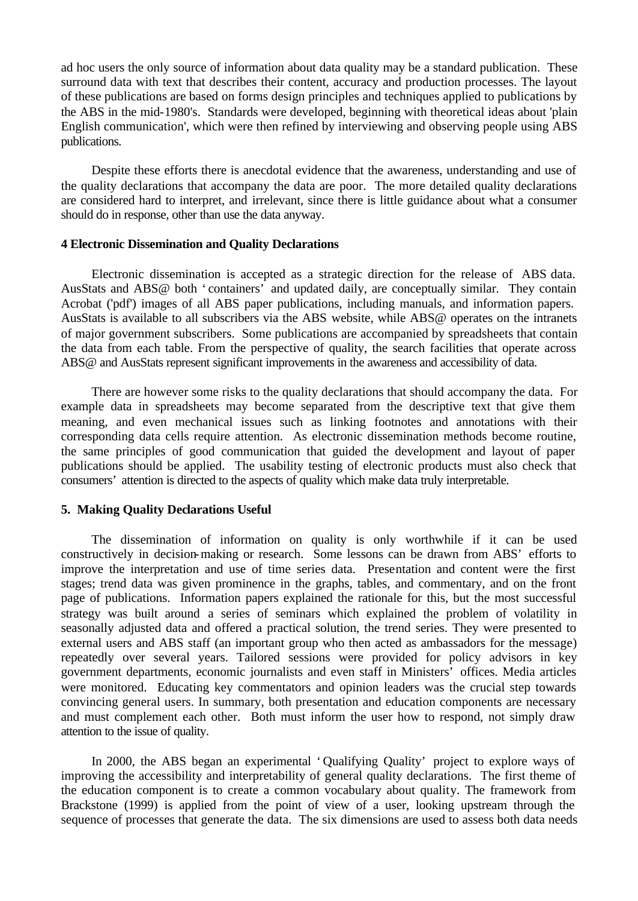ad hoc users the only source of information about data quality may be a standard publication. These surround data with text that describes their content, accuracy and production processes. The layout of these publications are based on forms design principles and techniques applied to publications by the ABS in the mid-1980's. Standards were developed, beginning with theoretical ideas about 'plain English communication', which were then refined by interviewing and observing people using ABS publications.

Despite these efforts there is anecdotal evidence that the awareness, understanding and use of the quality declarations that accompany the data are poor. The more detailed quality declarations are considered hard to interpret, and irrelevant, since there is little guidance about what a consumer should do in response, other than use the data anyway.

**4 Electronic Dissemination and Quality Declarations**

Electronic dissemination is accepted as a strategic direction for the release of ABS data. AusStats and ABS@ both 'containers' and updated daily, are conceptually similar. They contain Acrobat ('pdf') images of all ABS paper publications, including manuals, and information papers. AusStats is available to all subscribers via the ABS website, while ABS@ operates on the intranets of major government subscribers. Some publications are accompanied by spreadsheets that contain the data from each table. From the perspective of quality, the search facilities that operate across ABS@ and AusStats represent significant improvements in the awareness and accessibility of data.

There are however some risks to the quality declarations that should accompany the data. For example data in spreadsheets may become separated from the descriptive text that give them meaning, and even mechanical issues such as linking footnotes and annotations with their corresponding data cells require attention. As electronic dissemination methods become routine, the same principles of good communication that guided the development and layout of paper publications should be applied. The usability testing of electronic products must also check that consumers' attention is directed to the aspects of quality which make data truly interpretable.

**5. Making Quality Declarations Useful**

The dissemination of information on quality is only worthwhile if it can be used constructively in decision-making or research. Some lessons can be drawn from ABS' efforts to improve the interpretation and use of time series data. Presentation and content were the first stages; trend data was given prominence in the graphs, tables, and commentary, and on the front page of publications. Information papers explained the rationale for this, but the most successful strategy was built around a series of seminars which explained the problem of volatility in seasonally adjusted data and offered a practical solution, the trend series. They were presented to external users and ABS staff (an important group who then acted as ambassadors for the message) repeatedly over several years. Tailored sessions were provided for policy advisors in key government departments, economic journalists and even staff in Ministers' offices. Media articles were monitored. Educating key commentators and opinion leaders was the crucial step towards convincing general users. In summary, both presentation and education components are necessary and must complement each other. Both must inform the user how to respond, not simply draw attention to the issue of quality.

In 2000, the ABS began an experimental 'Qualifying Quality' project to explore ways of improving the accessibility and interpretability of general quality declarations. The first theme of the education component is to create a common vocabulary about quality. The framework from Brackstone (1999) is applied from the point of view of a user, looking upstream through the sequence of processes that generate the data. The six dimensions are used to assess both data needs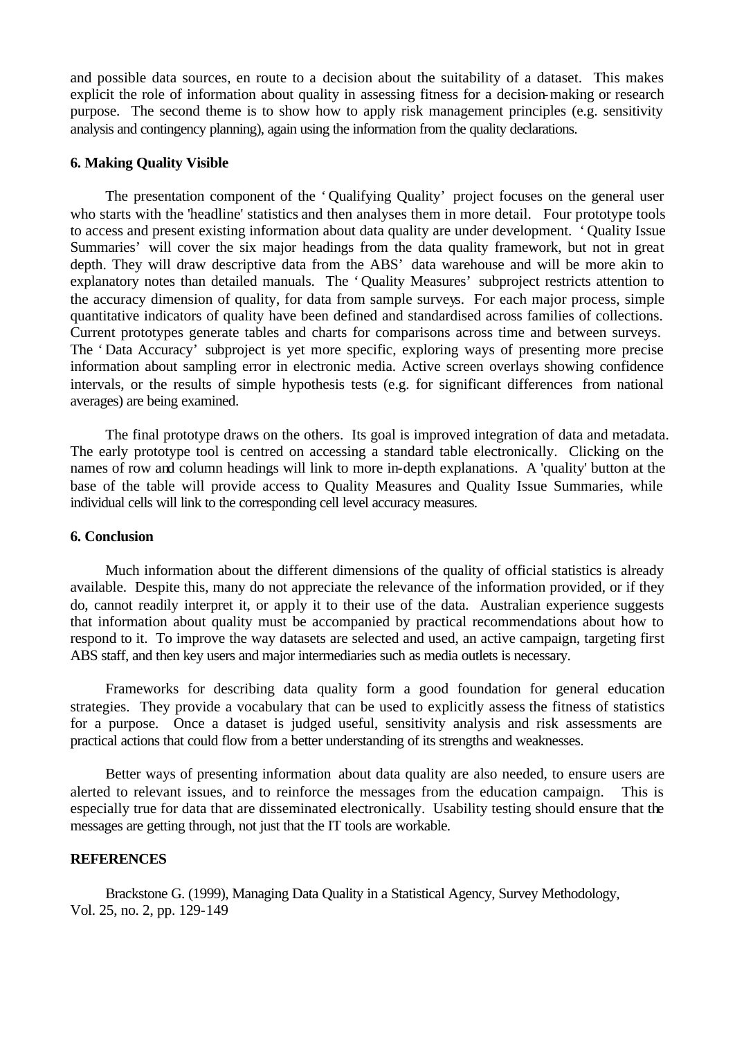and possible data sources, en route to a decision about the suitability of a dataset. This makes explicit the role of information about quality in assessing fitness for a decision-making or research purpose. The second theme is to show how to apply risk management principles (e.g. sensitivity analysis and contingency planning), again using the information from the quality declarations.

### 6. Making Quality Visible

The presentation component of the 'Qualifying Quality' project focuses on the general user who starts with the 'headline' statistics and then analyses them in more detail. Four prototype tools to access and present existing information about data quality are under development. 'Quality Issue Summaries' will cover the six major headings from the data quality framework, but not in great depth. They will draw descriptive data from the ABS' data warehouse and will be more akin to explanatory notes than detailed manuals. The 'Quality Measures' subproject restricts attention to the accuracy dimension of quality, for data from sample surveys. For each major process, simple quantitative indicators of quality have been defined and standardised across families of collections. Current prototypes generate tables and charts for comparisons across time and between surveys. The 'Data Accuracy' subproject is yet more specific, exploring ways of presenting more precise information about sampling error in electronic media. Active screen overlays showing confidence intervals, or the results of simple hypothesis tests (e.g. for significant differences from national averages) are being examined.

The final prototype draws on the others. Its goal is improved integration of data and metadata. The early prototype tool is centred on accessing a standard table electronically. Clicking on the names of row and column headings will link to more in-depth explanations. A 'quality' button at the base of the table will provide access to Quality Measures and Quality Issue Summaries, while individual cells will link to the corresponding cell level accuracy measures.

### 6. Conclusion

Much information about the different dimensions of the quality of official statistics is already available. Despite this, many do not appreciate the relevance of the information provided, or if they do, cannot readily interpret it, or apply it to their use of the data. Australian experience suggests that information about quality must be accompanied by practical recommendations about how to respond to it. To improve the way datasets are selected and used, an active campaign, targeting first ABS staff, and then key users and major intermediaries such as media outlets is necessary.

Frameworks for describing data quality form a good foundation for general education strategies. They provide a vocabulary that can be used to explicitly assess the fitness of statistics for a purpose. Once a dataset is judged useful, sensitivity analysis and risk assessments are practical actions that could flow from a better understanding of its strengths and weaknesses.

Better ways of presenting information about data quality are also needed, to ensure users are alerted to relevant issues, and to reinforce the messages from the education campaign. This is especially true for data that are disseminated electronically. Usability testing should ensure that the messages are getting through, not just that the IT tools are workable.

### REFERENCES

Brackstone G. (1999), Managing Data Quality in a Statistical Agency, Survey Methodology, Vol. 25, no. 2, pp. 129-149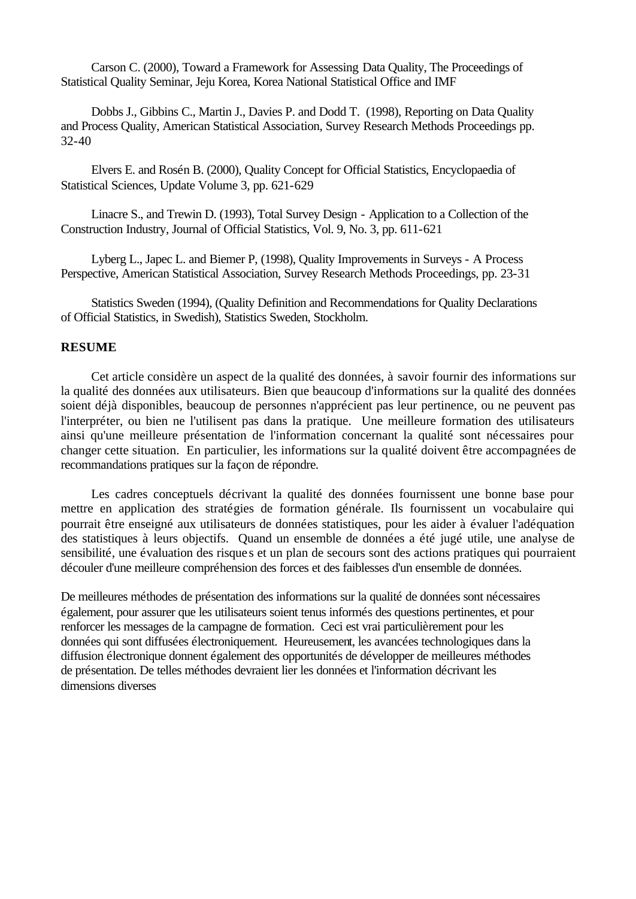Carson C. (2000), Toward a Framework for Assessing Data Quality, The Proceedings of Statistical Quality Seminar, Jeju Korea, Korea National Statistical Office and IMF

Dobbs J., Gibbins C., Martin J., Davies P. and Dodd T. (1998), Reporting on Data Quality and Process Quality, American Statistical Association, Survey Research Methods Proceedings pp. 32-40

Elvers E. and Rosén B. (2000), Quality Concept for Official Statistics, Encyclopaedia of Statistical Sciences, Update Volume 3, pp. 621-629

Linacre S., and Trewin D. (1993), Total Survey Design - Application to a Collection of the Construction Industry, Journal of Official Statistics, Vol. 9, No. 3, pp. 611-621

Lyberg L., Japec L. and Biemer P, (1998), Quality Improvements in Surveys - A Process Perspective, American Statistical Association, Survey Research Methods Proceedings, pp. 23-31

Statistics Sweden (1994), (Quality Definition and Recommendations for Quality Declarations of Official Statistics, in Swedish), Statistics Sweden, Stockholm.

**RESUME**

Cet article considère un aspect de la qualité des données, à savoir fournir des informations sur la qualité des données aux utilisateurs. Bien que beaucoup d'informations sur la qualité des données soient déjà disponibles, beaucoup de personnes n'apprécient pas leur pertinence, ou ne peuvent pas l'interpréter, ou bien ne l'utilisent pas dans la pratique. Une meilleure formation des utilisateurs ainsi qu'une meilleure présentation de l'information concernant la qualité sont nécessaires pour changer cette situation. En particulier, les informations sur la qualité doivent être accompagnées de recommandations pratiques sur la façon de répondre.

Les cadres conceptuels décrivant la qualité des données fournissent une bonne base pour mettre en application des stratégies de formation générale. Ils fournissent un vocabulaire qui pourrait être enseigné aux utilisateurs de données statistiques, pour les aider à évaluer l'adéquation des statistiques à leurs objectifs. Quand un ensemble de données a été jugé utile, une analyse de sensibilité, une évaluation des risques et un plan de secours sont des actions pratiques qui pourraient découler d'une meilleure compréhension des forces et des faiblesses d'un ensemble de données.

De meilleures méthodes de présentation des informations sur la qualité de données sont nécessaires également, pour assurer que les utilisateurs soient tenus informés des questions pertinentes, et pour renforcer les messages de la campagne de formation. Ceci est vrai particulièrement pour les données qui sont diffusées électroniquement. Heureusement, les avancées technologiques dans la diffusion électronique donnent également des opportunités de développer de meilleures méthodes de présentation. De telles méthodes devraient lier les données et l'information décrivant les dimensions diverses